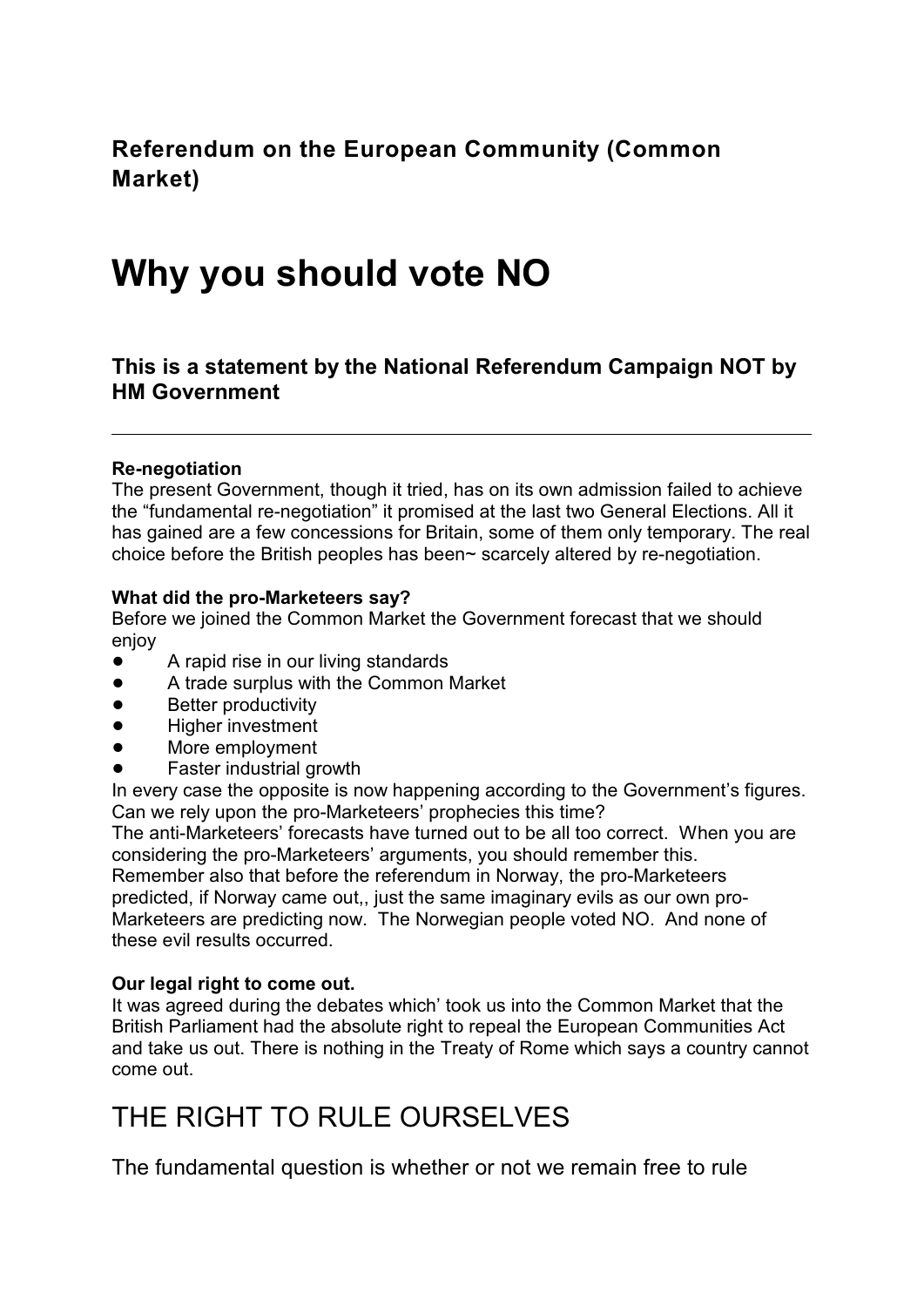**Referendum on the European Community (Common Market)**

# Why you should vote NO

### This is a statement by the National Referendum Campaign NOT by HM Government

---

**Re-negotiation**

The present Government, though it tried, has on its own admission failed to achieve the "fundamental re-negotiation" it promised at the last two General Elections. All it has gained are a few concessions for Britain, some of them only temporary. The real choice before the British peoples has been~ scarcely altered by re-negotiation.

**What did the pro-Marketeers say?**

Before we joined the Common Market the Government forecast that we should enjoy

- A rapid rise in our living standards
- A trade surplus with the Common Market
- Better productivity
- Higher investment
- More employment
- Faster industrial growth

In every case the opposite is now happening according to the Government's figures. Can we rely upon the pro-Marketeers' prophecies this time?

The anti-Marketeers' forecasts have turned out to be all too correct. When you are considering the pro-Marketeers' arguments, you should remember this.

Remember also that before the referendum in Norway, the pro-Marketeers predicted, if Norway came out,, just the same imaginary evils as our own pro-Marketeers are predicting now. The Norwegian people voted NO. And none of these evil results occurred.

**Our legal right to come out.**

It was agreed during the debates which' took us into the Common Market that the British Parliament had the absolute right to repeal the European Communities Act and take us out. There is nothing in the Treaty of Rome which says a country cannot come out.

## THE RIGHT TO RULE OURSELVES

The fundamental question is whether or not we remain free to rule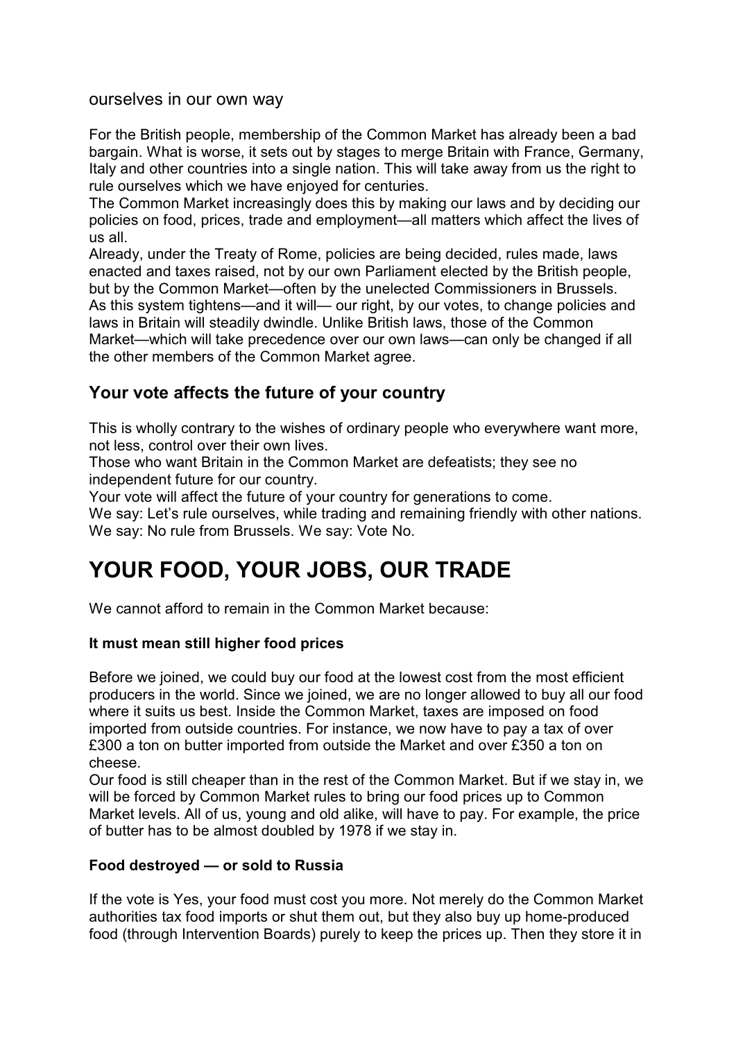ourselves in our own way

For the British people, membership of the Common Market has already been a bad bargain. What is worse, it sets out by stages to merge Britain with France, Germany, Italy and other countries into a single nation. This will take away from us the right to rule ourselves which we have enjoyed for centuries.

The Common Market increasingly does this by making our laws and by deciding our policies on food, prices, trade and employment—all matters which affect the lives of us all.

Already, under the Treaty of Rome, policies are being decided, rules made, laws enacted and taxes raised, not by our own Parliament elected by the British people, but by the Common Market—often by the unelected Commissioners in Brussels.

As this system tightens—and it will— our right, by our votes, to change policies and laws in Britain will steadily dwindle. Unlike British laws, those of the Common Market—which will take precedence over our own laws—can only be changed if all the other members of the Common Market agree.

### Your vote affects the future of your country

This is wholly contrary to the wishes of ordinary people who everywhere want more, not less, control over their own lives.

Those who want Britain in the Common Market are defeatists; they see no independent future for our country.

Your vote will affect the future of your country for generations to come.

We say: Let's rule ourselves, while trading and remaining friendly with other nations. We say: No rule from Brussels. We say: Vote No.

# YOUR FOOD, YOUR JOBS, OUR TRADE

We cannot afford to remain in the Common Market because:

#### It must mean still higher food prices

Before we joined, we could buy our food at the lowest cost from the most efficient producers in the world. Since we joined, we are no longer allowed to buy all our food where it suits us best. Inside the Common Market, taxes are imposed on food imported from outside countries. For instance, we now have to pay a tax of over £300 a ton on butter imported from outside the Market and over £350 a ton on cheese.

Our food is still cheaper than in the rest of the Common Market. But if we stay in, we will be forced by Common Market rules to bring our food prices up to Common Market levels. All of us, young and old alike, will have to pay. For example, the price of butter has to be almost doubled by 1978 if we stay in.

#### Food destroyed — or sold to Russia

If the vote is Yes, your food must cost you more. Not merely do the Common Market authorities tax food imports or shut them out, but they also buy up home-produced food (through Intervention Boards) purely to keep the prices up. Then they store it in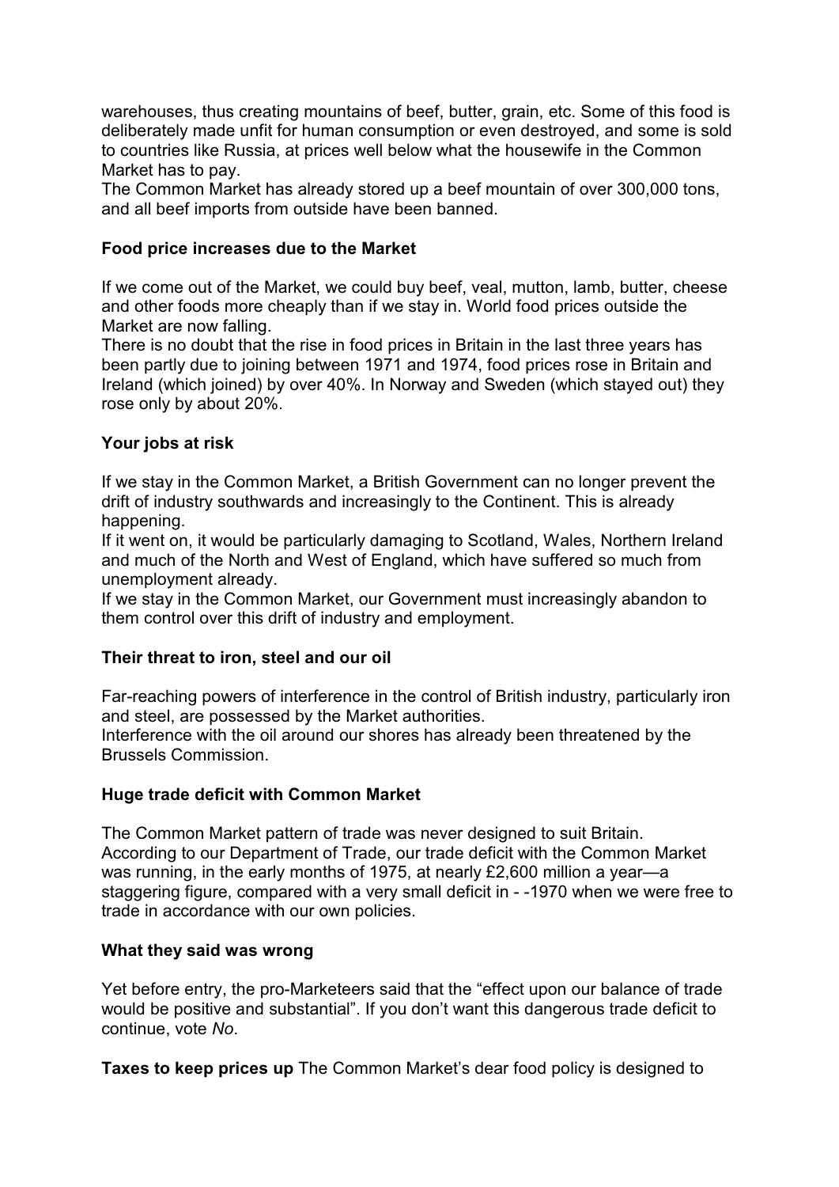warehouses, thus creating mountains of beef, butter, grain, etc. Some of this food is deliberately made unfit for human consumption or even destroyed, and some is sold to countries like Russia, at prices well below what the housewife in the Common Market has to pay.

The Common Market has already stored up a beef mountain of over 300,000 tons, and all beef imports from outside have been banned.

**Food price increases due to the Market**

If we come out of the Market, we could buy beef, veal, mutton, lamb, butter, cheese and other foods more cheaply than if we stay in. World food prices outside the Market are now falling.

There is no doubt that the rise in food prices in Britain in the last three years has been partly due to joining between 1971 and 1974, food prices rose in Britain and Ireland (which joined) by over 40%. In Norway and Sweden (which stayed out) they rose only by about 20%.

**Your jobs at risk**

If we stay in the Common Market, a British Government can no longer prevent the drift of industry southwards and increasingly to the Continent. This is already happening.

If it went on, it would be particularly damaging to Scotland, Wales, Northern Ireland and much of the North and West of England, which have suffered so much from unemployment already.

If we stay in the Common Market, our Government must increasingly abandon to them control over this drift of industry and employment.

**Their threat to iron, steel and our oil**

Far-reaching powers of interference in the control of British industry, particularly iron and steel, are possessed by the Market authorities.

Interference with the oil around our shores has already been threatened by the Brussels Commission.

**Huge trade deficit with Common Market**

The Common Market pattern of trade was never designed to suit Britain.

According to our Department of Trade, our trade deficit with the Common Market was running, in the early months of 1975, at nearly £2,600 million a year—a staggering figure, compared with a very small deficit in - -1970 when we were free to trade in accordance with our own policies.

**What they said was wrong**

Yet before entry, the pro-Marketeers said that the “effect upon our balance of trade would be positive and substantial”. If you don’t want this dangerous trade deficit to continue, vote *No*.

**Taxes to keep prices up** The Common Market’s dear food policy is designed to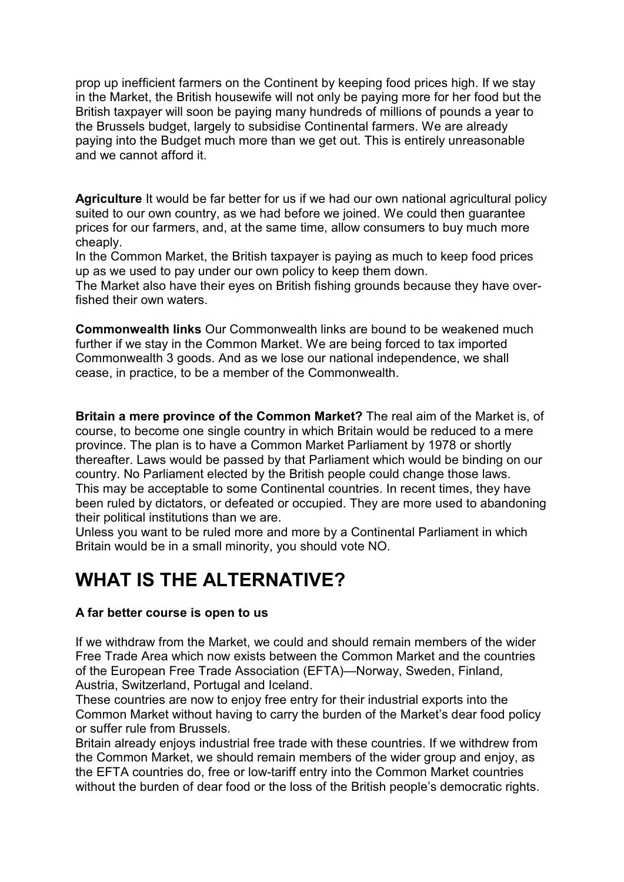prop up inefficient farmers on the Continent by keeping food prices high. If we stay in the Market, the British housewife will not only be paying more for her food but the British taxpayer will soon be paying many hundreds of millions of pounds a year to the Brussels budget, largely to subsidise Continental farmers. We are already paying into the Budget much more than we get out. This is entirely unreasonable and we cannot afford it.

**Agriculture** It would be far better for us if we had our own national agricultural policy suited to our own country, as we had before we joined. We could then guarantee prices for our farmers, and, at the same time, allow consumers to buy much more cheaply.

In the Common Market, the British taxpayer is paying as much to keep food prices up as we used to pay under our own policy to keep them down.

The Market also have their eyes on British fishing grounds because they have over-fished their own waters.

**Commonwealth links** Our Commonwealth links are bound to be weakened much further if we stay in the Common Market. We are being forced to tax imported Commonwealth 3 goods. And as we lose our national independence, we shall cease, in practice, to be a member of the Commonwealth.

**Britain a mere province of the Common Market?** The real aim of the Market is, of course, to become one single country in which Britain would be reduced to a mere province. The plan is to have a Common Market Parliament by 1978 or shortly thereafter. Laws would be passed by that Parliament which would be binding on our country. No Parliament elected by the British people could change those laws.

This may be acceptable to some Continental countries. In recent times, they have been ruled by dictators, or defeated or occupied. They are more used to abandoning their political institutions than we are.

Unless you want to be ruled more and more by a Continental Parliament in which Britain would be in a small minority, you should vote NO.

# WHAT IS THE ALTERNATIVE?

**A far better course is open to us**

If we withdraw from the Market, we could and should remain members of the wider Free Trade Area which now exists between the Common Market and the countries of the European Free Trade Association (EFTA)—Norway, Sweden, Finland, Austria, Switzerland, Portugal and Iceland.

These countries are now to enjoy free entry for their industrial exports into the Common Market without having to carry the burden of the Market's dear food policy or suffer rule from Brussels.

Britain already enjoys industrial free trade with these countries. If we withdrew from the Common Market, we should remain members of the wider group and enjoy, as the EFTA countries do, free or low-tariff entry into the Common Market countries without the burden of dear food or the loss of the British people's democratic rights.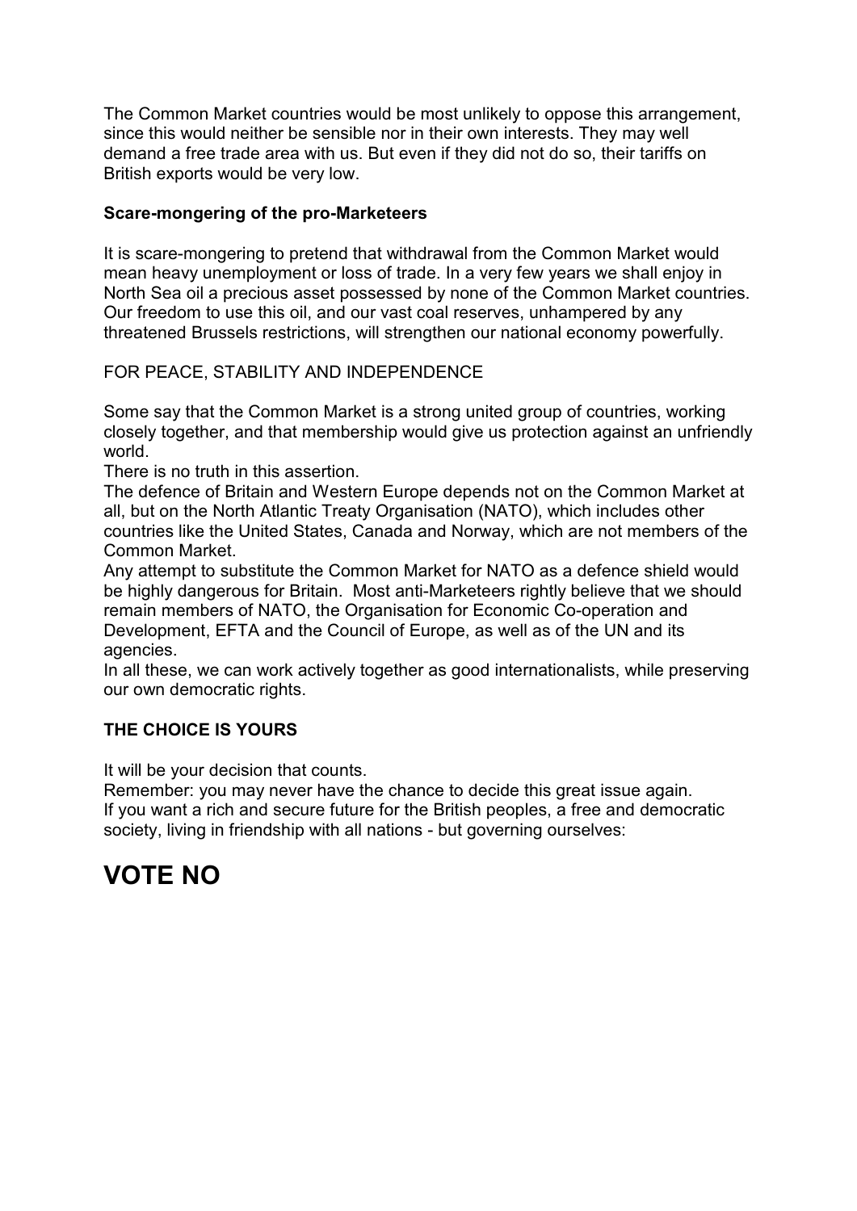The Common Market countries would be most unlikely to oppose this arrangement, since this would neither be sensible nor in their own interests. They may well demand a free trade area with us. But even if they did not do so, their tariffs on British exports would be very low.

### Scare-mongering of the pro-Marketeers

It is scare-mongering to pretend that withdrawal from the Common Market would mean heavy unemployment or loss of trade. In a very few years we shall enjoy in North Sea oil a precious asset possessed by none of the Common Market countries. Our freedom to use this oil, and our vast coal reserves, unhampered by any threatened Brussels restrictions, will strengthen our national economy powerfully.

FOR PEACE, STABILITY AND INDEPENDENCE

Some say that the Common Market is a strong united group of countries, working closely together, and that membership would give us protection against an unfriendly world.
There is no truth in this assertion.
The defence of Britain and Western Europe depends not on the Common Market at all, but on the North Atlantic Treaty Organisation (NATO), which includes other countries like the United States, Canada and Norway, which are not members of the Common Market.
Any attempt to substitute the Common Market for NATO as a defence shield would be highly dangerous for Britain. Most anti-Marketeers rightly believe that we should remain members of NATO, the Organisation for Economic Co-operation and Development, EFTA and the Council of Europe, as well as of the UN and its agencies.
In all these, we can work actively together as good internationalists, while preserving our own democratic rights.

### THE CHOICE IS YOURS

It will be your decision that counts.
Remember: you may never have the chance to decide this great issue again.
If you want a rich and secure future for the British peoples, a free and democratic society, living in friendship with all nations - but governing ourselves:

# VOTE NO